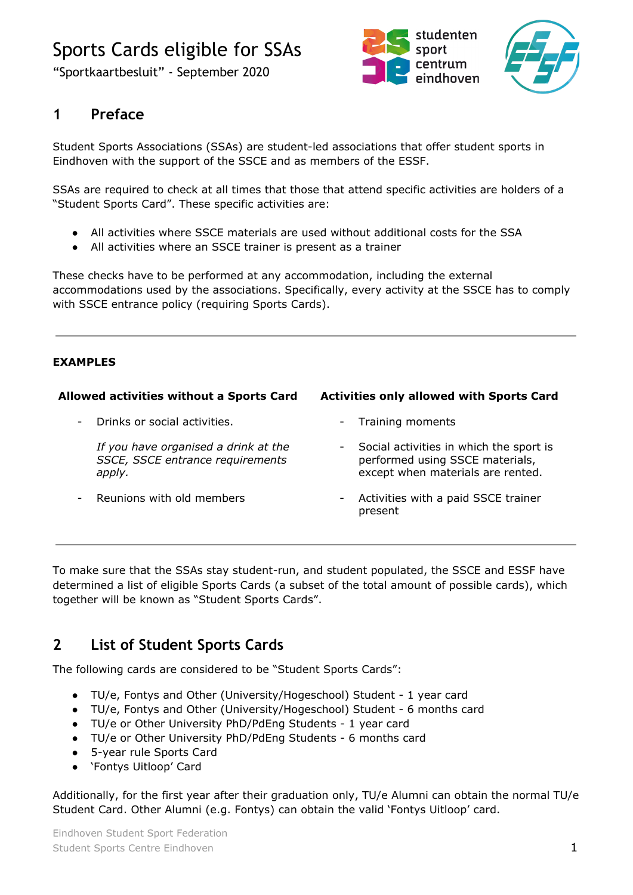# Sports Cards eligible for SSAs

"Sportkaartbesluit" - September 2020

## 1 Preface

Student Sports Associations (SSAs) are student-led associations that offer student sports in Eindhoven with the support of the SSCE and as members of the ESSF.

SSAs are required to check at all times that those that attend specific activities are holders of a "Student Sports Card". These specific activities are:

- All activities where SSCE materials are used without additional costs for the SSA
- All activities where an SSCE trainer is present as a trainer

These checks have to be performed at any accommodation, including the external accommodations used by the associations. Specifically, every activity at the SSCE has to comply with SSCE entrance policy (requiring Sports Cards).

---

**EXAMPLES**

| Allowed activities without a Sports Card | Activities only allowed with Sports Card |
|---|---|
| - Drinks or social activities. *If you have organised a drink at the SSCE, SSCE entrance requirements apply.* | - Training moments |
| - Reunions with old members | - Social activities in which the sport is performed using SSCE materials, except when materials are rented. |
| | - Activities with a paid SSCE trainer present |

---

To make sure that the SSAs stay student-run, and student populated, the SSCE and ESSF have determined a list of eligible Sports Cards (a subset of the total amount of possible cards), which together will be known as "Student Sports Cards".

## 2 List of Student Sports Cards

The following cards are considered to be "Student Sports Cards":

- TU/e, Fontys and Other (University/Hogeschool) Student - 1 year card
- TU/e, Fontys and Other (University/Hogeschool) Student - 6 months card
- TU/e or Other University PhD/PdEng Students - 1 year card
- TU/e or Other University PhD/PdEng Students - 6 months card
- 5-year rule Sports Card
- 'Fontys Uitloop' Card

Additionally, for the first year after their graduation only, TU/e Alumni can obtain the normal TU/e Student Card. Other Alumni (e.g. Fontys) can obtain the valid 'Fontys Uitloop' card.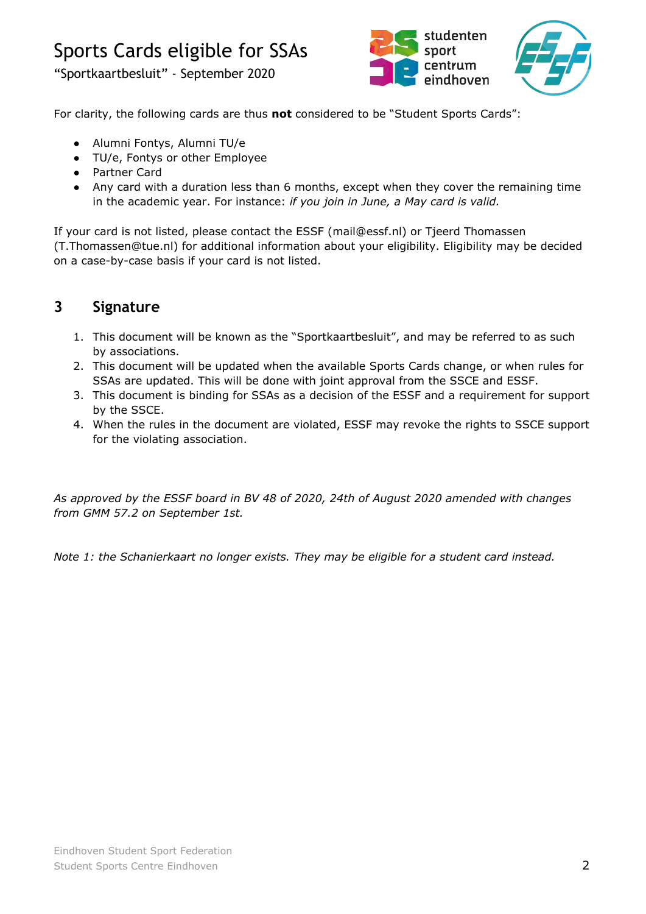For clarity, the following cards are thus **not** considered to be "Student Sports Cards":

- Alumni Fontys, Alumni TU/e
- TU/e, Fontys or other Employee
- Partner Card
- Any card with a duration less than 6 months, except when they cover the remaining time in the academic year. For instance: *if you join in June, a May card is valid.*

If your card is not listed, please contact the ESSF (mail@essf.nl) or Tjeerd Thomassen (T.Thomassen@tue.nl) for additional information about your eligibility. Eligibility may be decided on a case-by-case basis if your card is not listed.

## 3 Signature

1. This document will be known as the "Sportkaartbesluit", and may be referred to as such by associations.
2. This document will be updated when the available Sports Cards change, or when rules for SSAs are updated. This will be done with joint approval from the SSCE and ESSF.
3. This document is binding for SSAs as a decision of the ESSF and a requirement for support by the SSCE.
4. When the rules in the document are violated, ESSF may revoke the rights to SSCE support for the violating association.

*As approved by the ESSF board in BV 48 of 2020, 24th of August 2020 amended with changes from GMM 57.2 on September 1st.*

*Note 1: the Schanierkaart no longer exists. They may be eligible for a student card instead.*